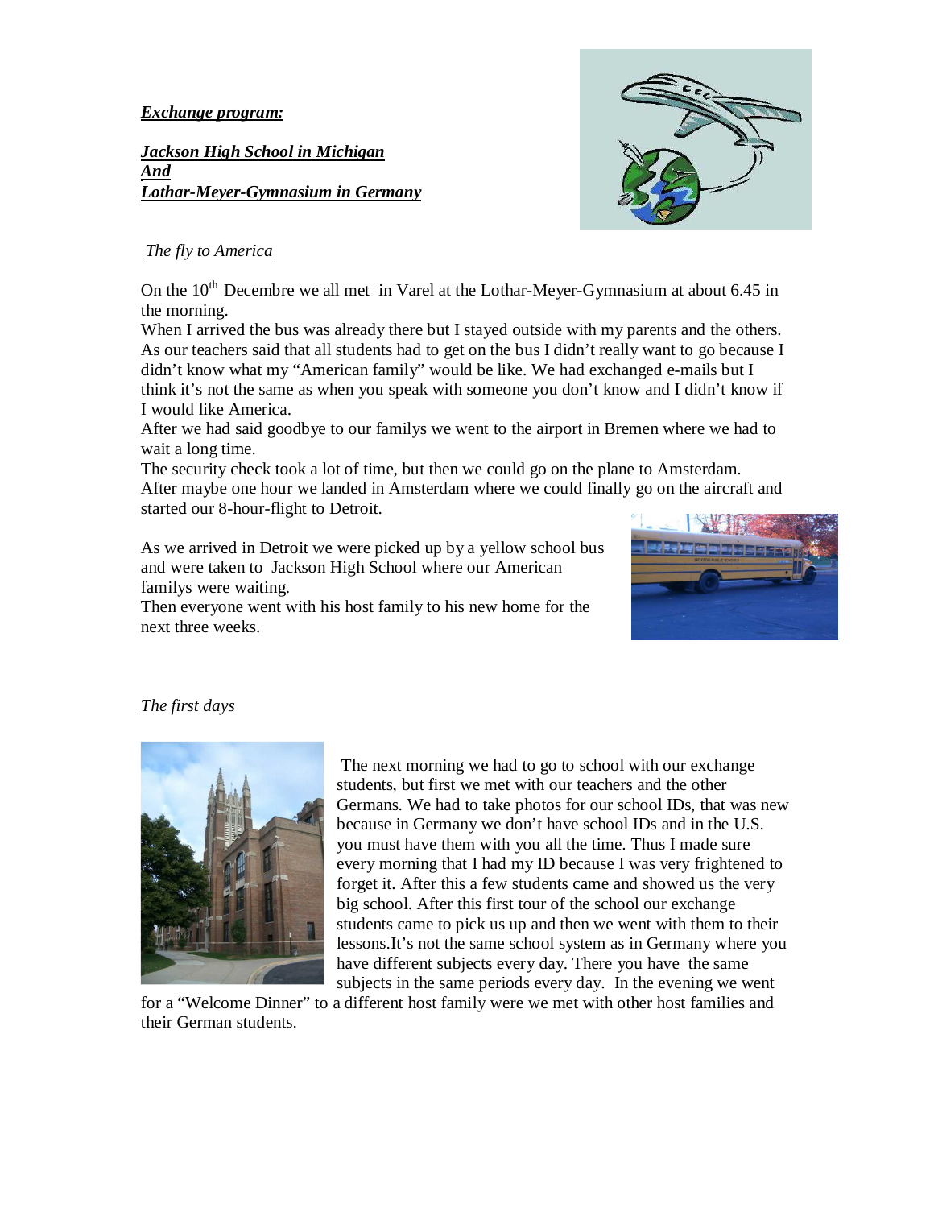***Exchange program:***

***Jackson High School in Michigan***
***And***
***Lothar-Meyer-Gymnasium in Germany***

*The fly to America*

On the 10th Decembre we all met in Varel at the Lothar-Meyer-Gymnasium at about 6.45 in the morning.
When I arrived the bus was already there but I stayed outside with my parents and the others. As our teachers said that all students had to get on the bus I didn't really want to go because I didn't know what my "American family" would be like. We had exchanged e-mails but I think it's not the same as when you speak with someone you don't know and I didn't know if I would like America.
After we had said goodbye to our familys we went to the airport in Bremen where we had to wait a long time.
The security check took a lot of time, but then we could go on the plane to Amsterdam.
After maybe one hour we landed in Amsterdam where we could finally go on the aircraft and started our 8-hour-flight to Detroit.

As we arrived in Detroit we were picked up by a yellow school bus and were taken to Jackson High School where our American familys were waiting.
Then everyone went with his host family to his new home for the next three weeks.

*The first days*

The next morning we had to go to school with our exchange students, but first we met with our teachers and the other Germans. We had to take photos for our school IDs, that was new because in Germany we don't have school IDs and in the U.S. you must have them with you all the time. Thus I made sure every morning that I had my ID because I was very frightened to forget it. After this a few students came and showed us the very big school. After this first tour of the school our exchange students came to pick us up and then we went with them to their lessons.It's not the same school system as in Germany where you have different subjects every day. There you have the same subjects in the same periods every day. In the evening we went for a "Welcome Dinner" to a different host family were we met with other host families and their German students.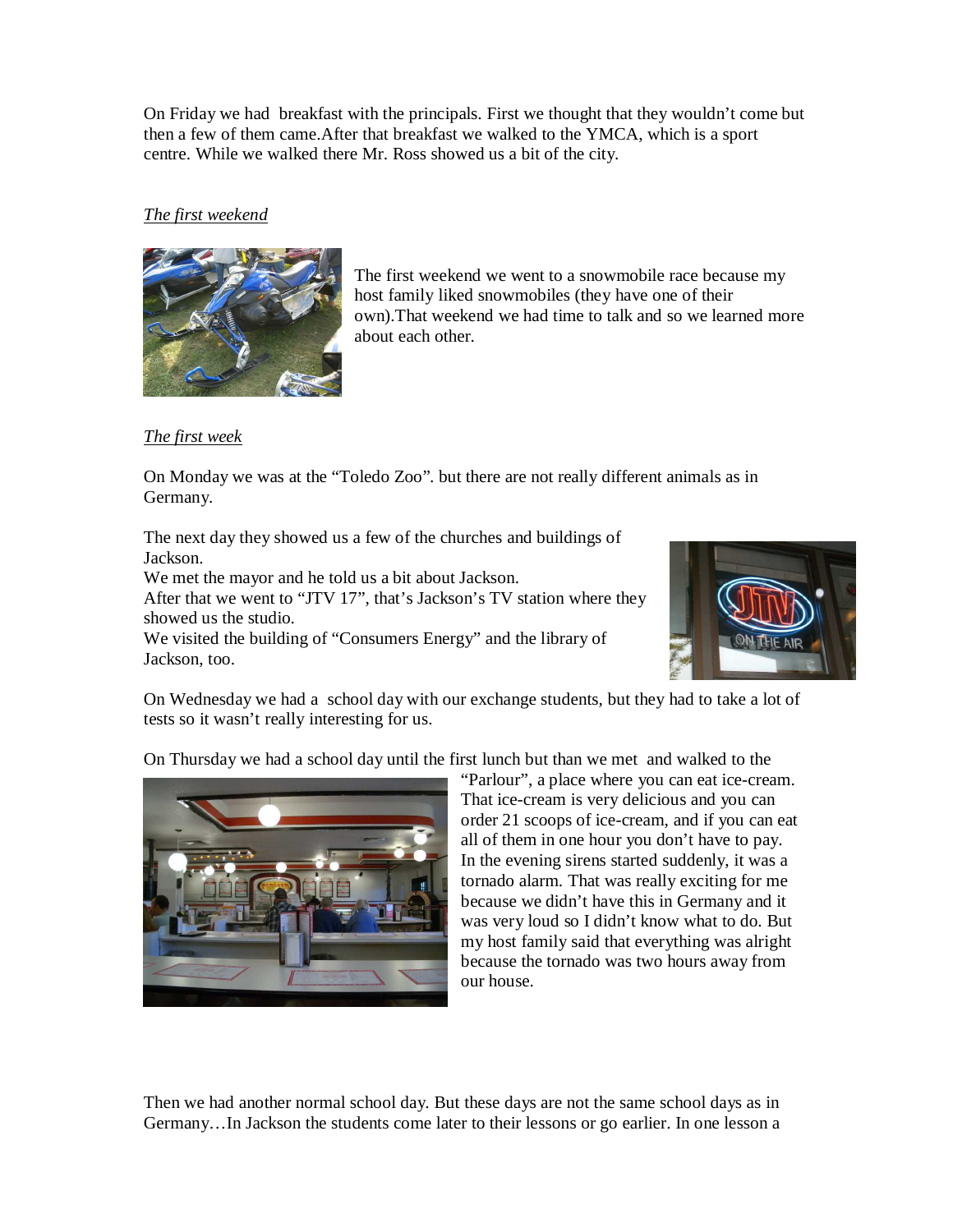On Friday we had breakfast with the principals. First we thought that they wouldn't come but then a few of them came.After that breakfast we walked to the YMCA, which is a sport centre. While we walked there Mr. Ross showed us a bit of the city.

*The first weekend*

The first weekend we went to a snowmobile race because my host family liked snowmobiles (they have one of their own).That weekend we had time to talk and so we learned more about each other.

*The first week*

On Monday we was at the "Toledo Zoo". but there are not really different animals as in Germany.

The next day they showed us a few of the churches and buildings of Jackson.
We met the mayor and he told us a bit about Jackson.
After that we went to "JTV 17", that's Jackson's TV station where they showed us the studio.
We visited the building of "Consumers Energy" and the library of Jackson, too.

On Wednesday we had a school day with our exchange students, but they had to take a lot of tests so it wasn't really interesting for us.

On Thursday we had a school day until the first lunch but than we met and walked to the "Parlour", a place where you can eat ice-cream. That ice-cream is very delicious and you can order 21 scoops of ice-cream, and if you can eat all of them in one hour you don't have to pay. In the evening sirens started suddenly, it was a tornado alarm. That was really exciting for me because we didn't have this in Germany and it was very loud so I didn't know what to do. But my host family said that everything was alright because the tornado was two hours away from our house.

Then we had another normal school day. But these days are not the same school days as in Germany…In Jackson the students come later to their lessons or go earlier. In one lesson a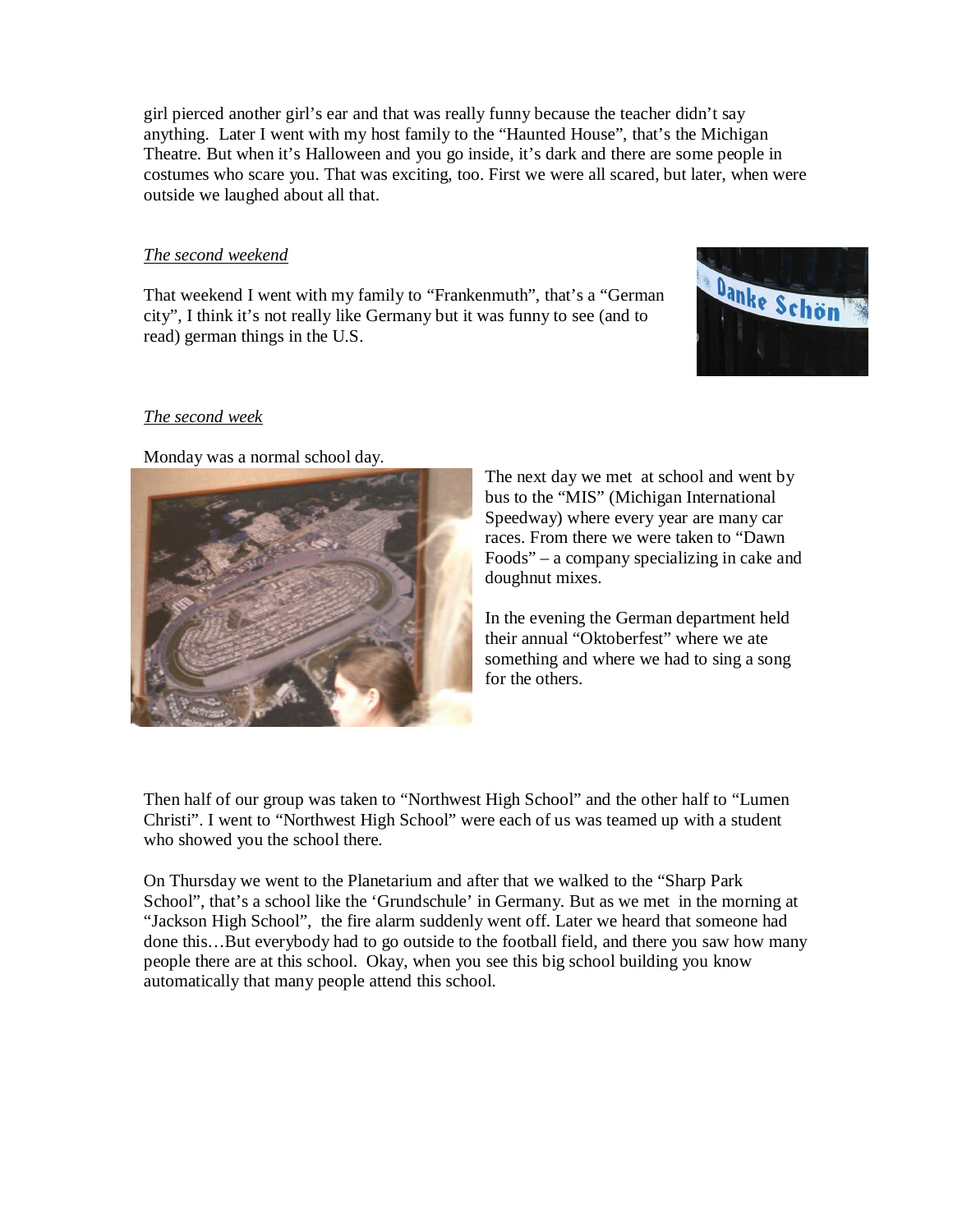girl pierced another girl's ear and that was really funny because the teacher didn't say anything. Later I went with my host family to the "Haunted House", that's the Michigan Theatre. But when it's Halloween and you go inside, it's dark and there are some people in costumes who scare you. That was exciting, too. First we were all scared, but later, when were outside we laughed about all that.

*The second weekend*

That weekend I went with my family to "Frankenmuth", that's a "German city", I think it's not really like Germany but it was funny to see (and to read) german things in the U.S.

*The second week*

Monday was a normal school day.

The next day we met at school and went by bus to the "MIS" (Michigan International Speedway) where every year are many car races. From there we were taken to "Dawn Foods" – a company specializing in cake and doughnut mixes.

In the evening the German department held their annual "Oktoberfest" where we ate something and where we had to sing a song for the others.

Then half of our group was taken to "Northwest High School" and the other half to "Lumen Christi". I went to "Northwest High School" were each of us was teamed up with a student who showed you the school there.

On Thursday we went to the Planetarium and after that we walked to the "Sharp Park School", that's a school like the 'Grundschule' in Germany. But as we met in the morning at "Jackson High School", the fire alarm suddenly went off. Later we heard that someone had done this…But everybody had to go outside to the football field, and there you saw how many people there are at this school. Okay, when you see this big school building you know automatically that many people attend this school.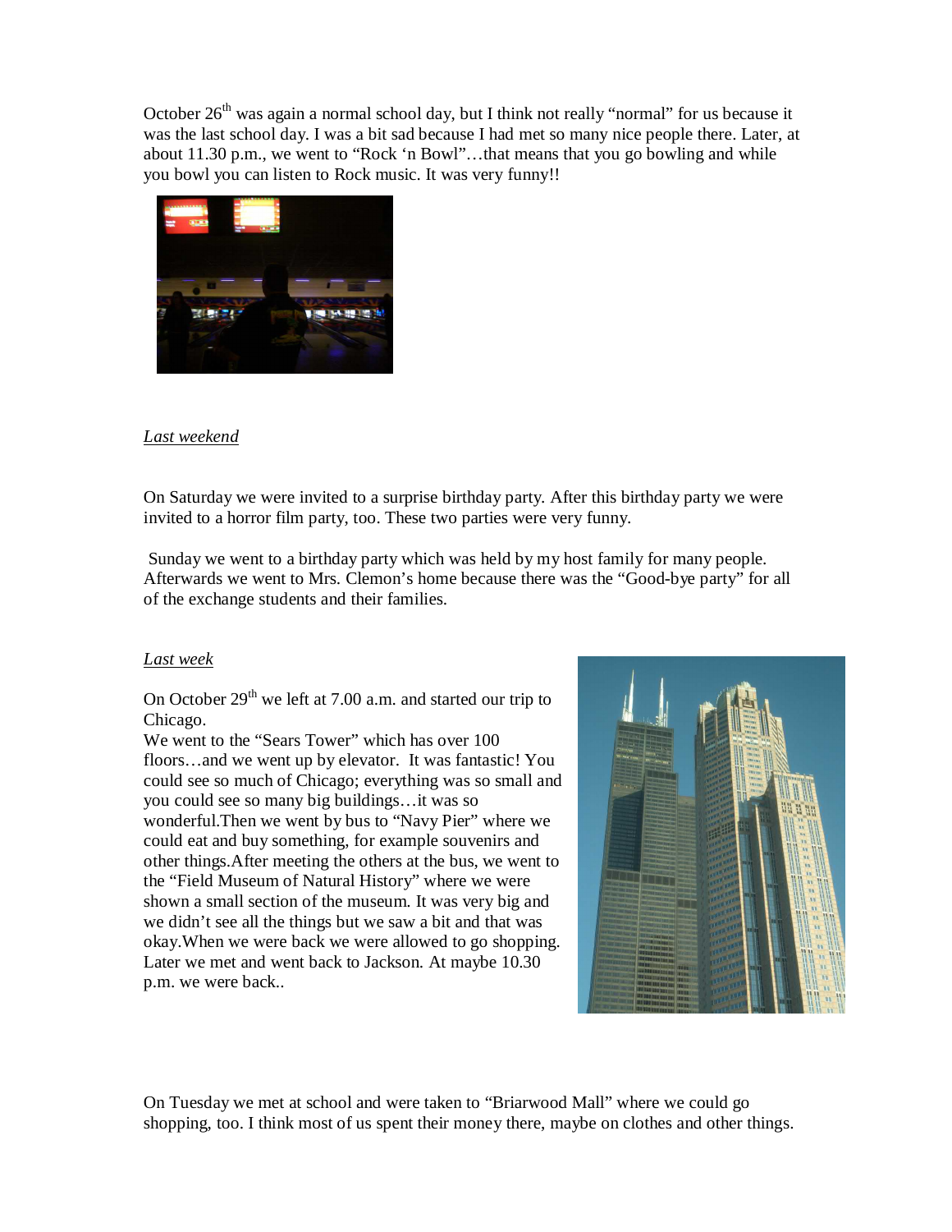October 26th was again a normal school day, but I think not really "normal" for us because it was the last school day. I was a bit sad because I had met so many nice people there. Later, at about 11.30 p.m., we went to "Rock 'n Bowl"…that means that you go bowling and while you bowl you can listen to Rock music. It was very funny!!

*Last weekend*

On Saturday we were invited to a surprise birthday party. After this birthday party we were invited to a horror film party, too. These two parties were very funny.

Sunday we went to a birthday party which was held by my host family for many people. Afterwards we went to Mrs. Clemon's home because there was the "Good-bye party" for all of the exchange students and their families.

*Last week*

On October 29th we left at 7.00 a.m. and started our trip to Chicago.
We went to the "Sears Tower" which has over 100 floors…and we went up by elevator. It was fantastic! You could see so much of Chicago; everything was so small and you could see so many big buildings…it was so wonderful.Then we went by bus to "Navy Pier" where we could eat and buy something, for example souvenirs and other things.After meeting the others at the bus, we went to the "Field Museum of Natural History" where we were shown a small section of the museum. It was very big and we didn't see all the things but we saw a bit and that was okay.When we were back we were allowed to go shopping. Later we met and went back to Jackson. At maybe 10.30 p.m. we were back..

On Tuesday we met at school and were taken to "Briarwood Mall" where we could go shopping, too. I think most of us spent their money there, maybe on clothes and other things.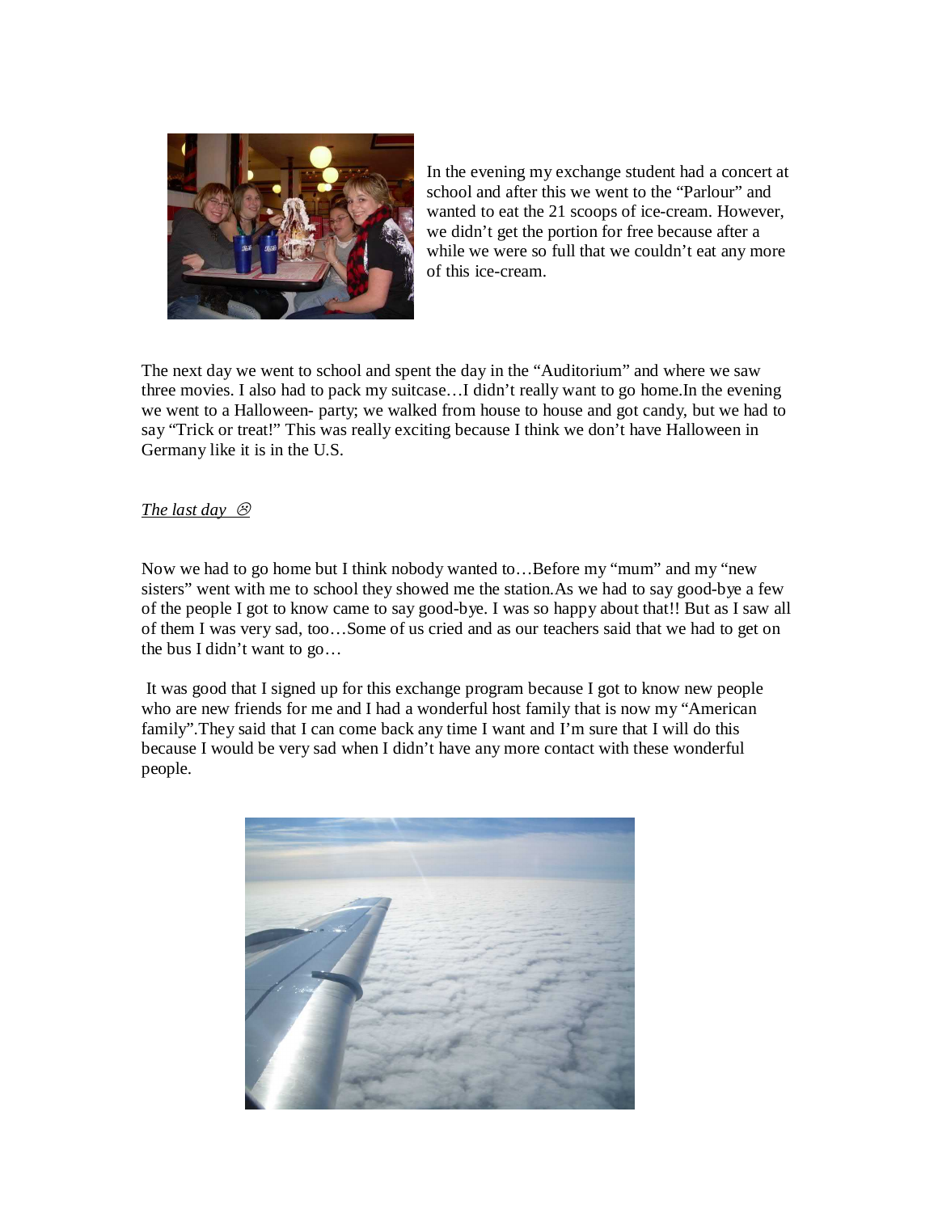In the evening my exchange student had a concert at school and after this we went to the "Parlour" and wanted to eat the 21 scoops of ice-cream. However, we didn't get the portion for free because after a while we were so full that we couldn't eat any more of this ice-cream.

The next day we went to school and spent the day in the "Auditorium" and where we saw three movies. I also had to pack my suitcase…I didn't really want to go home.In the evening we went to a Halloween- party; we walked from house to house and got candy, but we had to say "Trick or treat!" This was really exciting because I think we don't have Halloween in Germany like it is in the U.S.

*The last day* ☹

Now we had to go home but I think nobody wanted to…Before my "mum" and my "new sisters" went with me to school they showed me the station.As we had to say good-bye a few of the people I got to know came to say good-bye. I was so happy about that!! But as I saw all of them I was very sad, too…Some of us cried and as our teachers said that we had to get on the bus I didn't want to go…

It was good that I signed up for this exchange program because I got to know new people who are new friends for me and I had a wonderful host family that is now my "American family".They said that I can come back any time I want and I'm sure that I will do this because I would be very sad when I didn't have any more contact with these wonderful people.